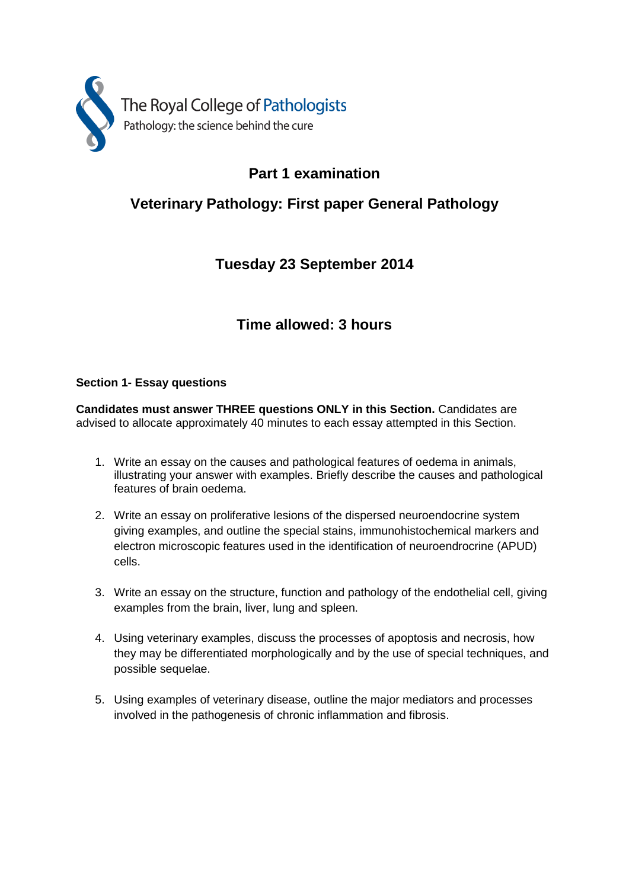The Royal College of Pathologists
Pathology: the science behind the cure

# Part 1 examination

## Veterinary Pathology: First paper General Pathology

## Tuesday 23 September 2014

## Time allowed: 3 hours

**Section 1- Essay questions**

**Candidates must answer THREE questions ONLY in this Section.** Candidates are advised to allocate approximately 40 minutes to each essay attempted in this Section.

1. Write an essay on the causes and pathological features of oedema in animals, illustrating your answer with examples. Briefly describe the causes and pathological features of brain oedema.

2. Write an essay on proliferative lesions of the dispersed neuroendocrine system giving examples, and outline the special stains, immunohistochemical markers and electron microscopic features used in the identification of neuroendrocrine (APUD) cells.

3. Write an essay on the structure, function and pathology of the endothelial cell, giving examples from the brain, liver, lung and spleen.

4. Using veterinary examples, discuss the processes of apoptosis and necrosis, how they may be differentiated morphologically and by the use of special techniques, and possible sequelae.

5. Using examples of veterinary disease, outline the major mediators and processes involved in the pathogenesis of chronic inflammation and fibrosis.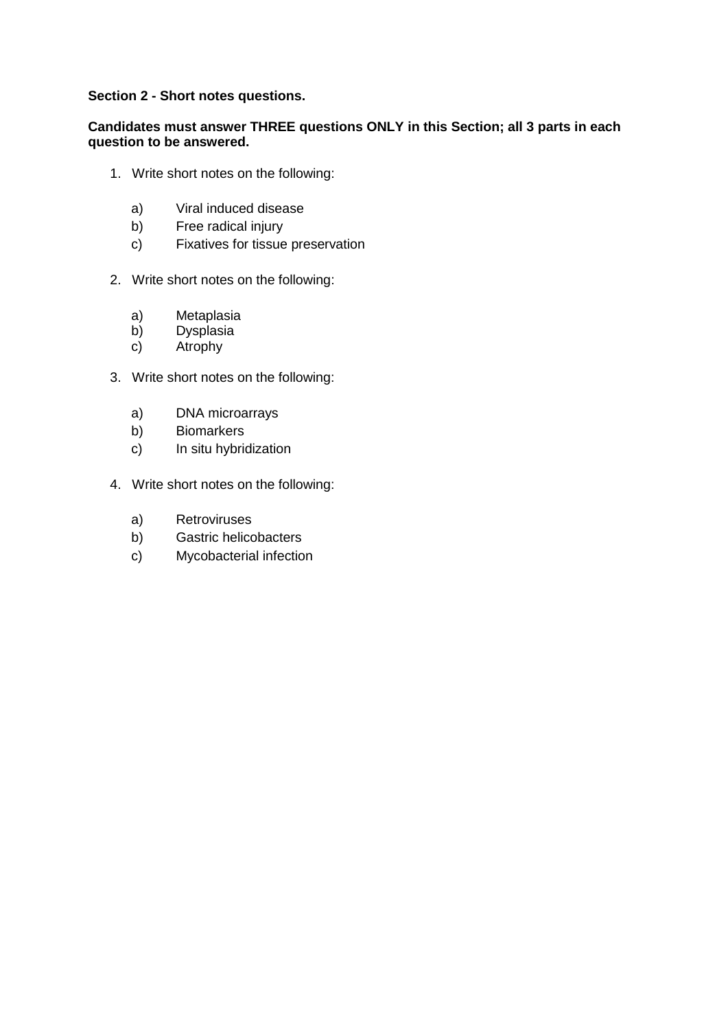**Section 2 - Short notes questions.**

**Candidates must answer THREE questions ONLY in this Section; all 3 parts in each question to be answered.**

1. Write short notes on the following:

   a) Viral induced disease
   b) Free radical injury
   c) Fixatives for tissue preservation

2. Write short notes on the following:

   a) Metaplasia
   b) Dysplasia
   c) Atrophy

3. Write short notes on the following:

   a) DNA microarrays
   b) Biomarkers
   c) In situ hybridization

4. Write short notes on the following:

   a) Retroviruses
   b) Gastric helicobacters
   c) Mycobacterial infection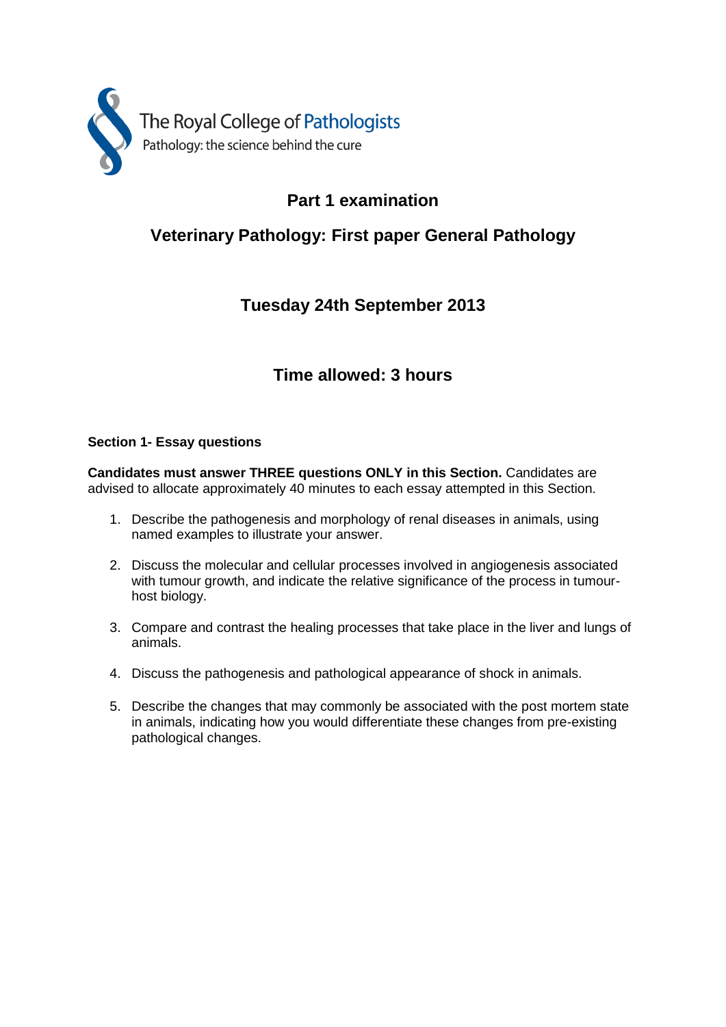The Royal College of Pathologists
Pathology: the science behind the cure

## Part 1 examination

## Veterinary Pathology: First paper General Pathology

### Tuesday 24th September 2013

### Time allowed: 3 hours

**Section 1- Essay questions**

**Candidates must answer THREE questions ONLY in this Section.** Candidates are advised to allocate approximately 40 minutes to each essay attempted in this Section.

1. Describe the pathogenesis and morphology of renal diseases in animals, using named examples to illustrate your answer.

2. Discuss the molecular and cellular processes involved in angiogenesis associated with tumour growth, and indicate the relative significance of the process in tumour-host biology.

3. Compare and contrast the healing processes that take place in the liver and lungs of animals.

4. Discuss the pathogenesis and pathological appearance of shock in animals.

5. Describe the changes that may commonly be associated with the post mortem state in animals, indicating how you would differentiate these changes from pre-existing pathological changes.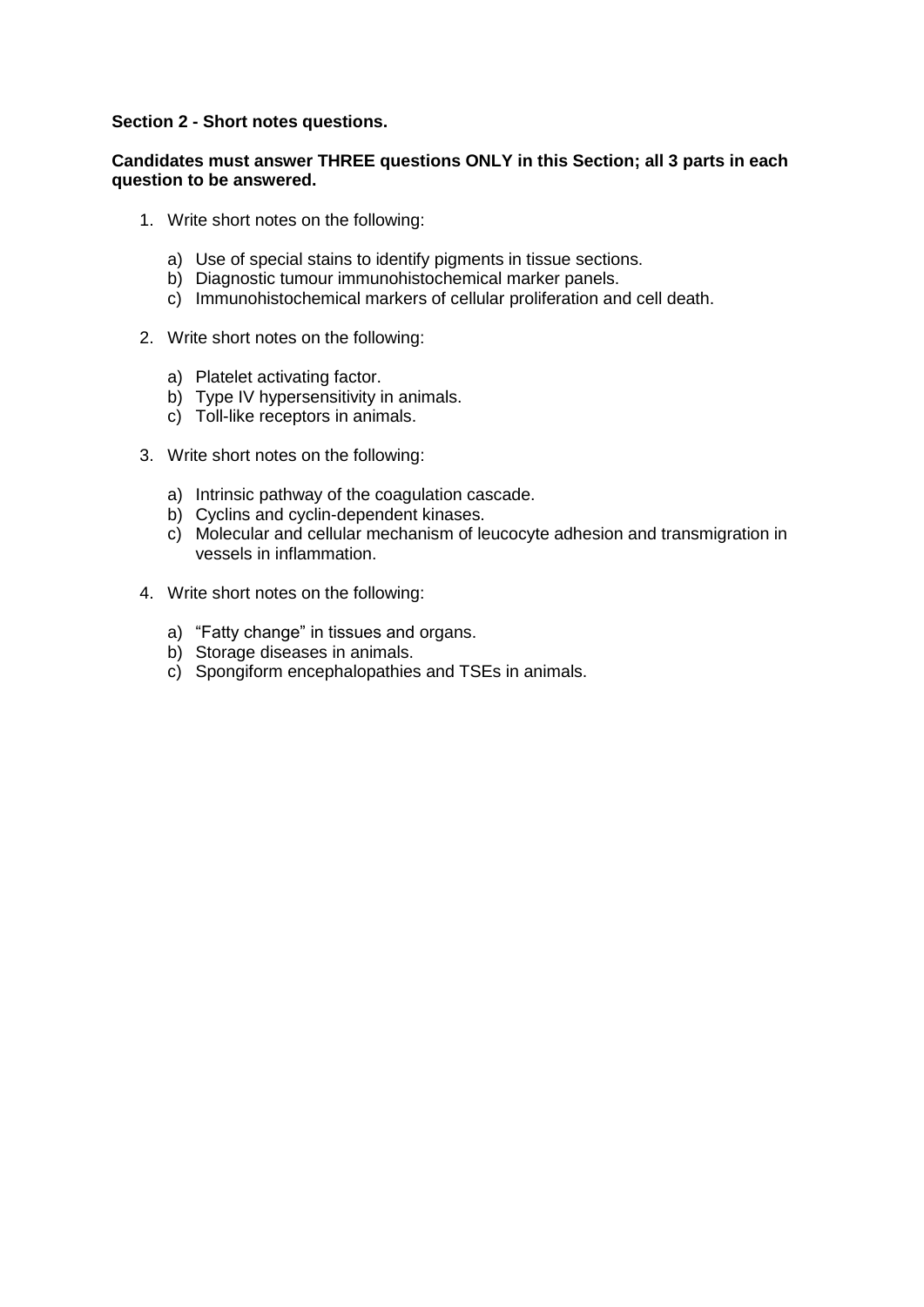**Section 2 - Short notes questions.**

**Candidates must answer THREE questions ONLY in this Section; all 3 parts in each question to be answered.**

1. Write short notes on the following:

   a) Use of special stains to identify pigments in tissue sections.
   b) Diagnostic tumour immunohistochemical marker panels.
   c) Immunohistochemical markers of cellular proliferation and cell death.

2. Write short notes on the following:

   a) Platelet activating factor.
   b) Type IV hypersensitivity in animals.
   c) Toll-like receptors in animals.

3. Write short notes on the following:

   a) Intrinsic pathway of the coagulation cascade.
   b) Cyclins and cyclin-dependent kinases.
   c) Molecular and cellular mechanism of leucocyte adhesion and transmigration in vessels in inflammation.

4. Write short notes on the following:

   a) "Fatty change" in tissues and organs.
   b) Storage diseases in animals.
   c) Spongiform encephalopathies and TSEs in animals.